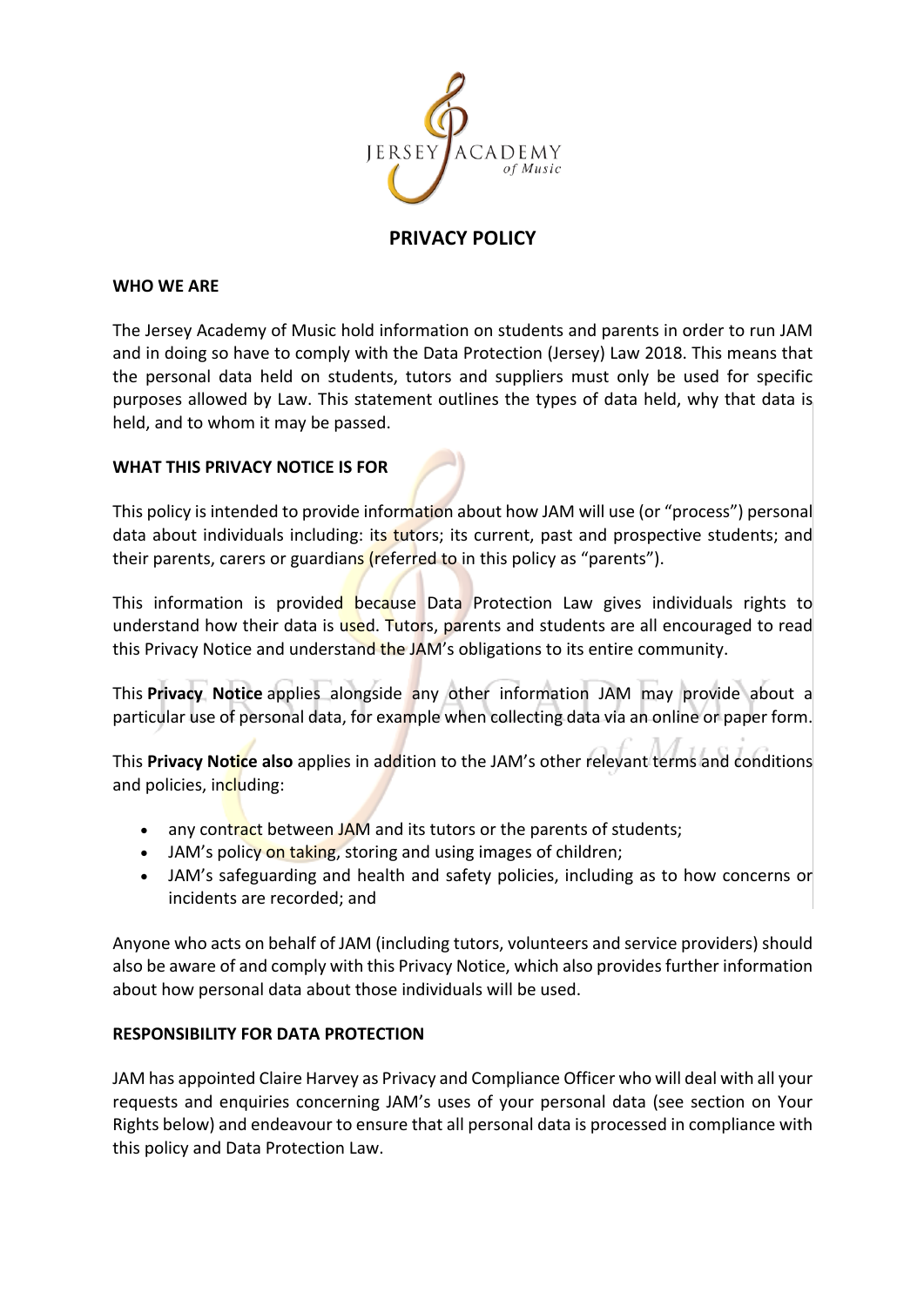# PRIVACY POLICY

## WHO WE ARE

The Jersey Academy of Music hold information on students and parents in order to run JAM and in doing so have to comply with the Data Protection (Jersey) Law 2018. This means that the personal data held on students, tutors and suppliers must only be used for specific purposes allowed by Law. This statement outlines the types of data held, why that data is held, and to whom it may be passed.

## WHAT THIS PRIVACY NOTICE IS FOR

This policy is intended to provide information about how JAM will use (or "process") personal data about individuals including: its tutors; its current, past and prospective students; and their parents, carers or guardians (referred to in this policy as "parents").

This information is provided because Data Protection Law gives individuals rights to understand how their data is used. Tutors, parents and students are all encouraged to read this Privacy Notice and understand the JAM's obligations to its entire community.

This **Privacy Notice** applies alongside any other information JAM may provide about a particular use of personal data, for example when collecting data via an online or paper form.

This **Privacy Notice also** applies in addition to the JAM's other relevant terms and conditions and policies, including:

- any contract between JAM and its tutors or the parents of students;
- JAM's policy on taking, storing and using images of children;
- JAM's safeguarding and health and safety policies, including as to how concerns or incidents are recorded; and

Anyone who acts on behalf of JAM (including tutors, volunteers and service providers) should also be aware of and comply with this Privacy Notice, which also provides further information about how personal data about those individuals will be used.

## RESPONSIBILITY FOR DATA PROTECTION

JAM has appointed Claire Harvey as Privacy and Compliance Officer who will deal with all your requests and enquiries concerning JAM's uses of your personal data (see section on Your Rights below) and endeavour to ensure that all personal data is processed in compliance with this policy and Data Protection Law.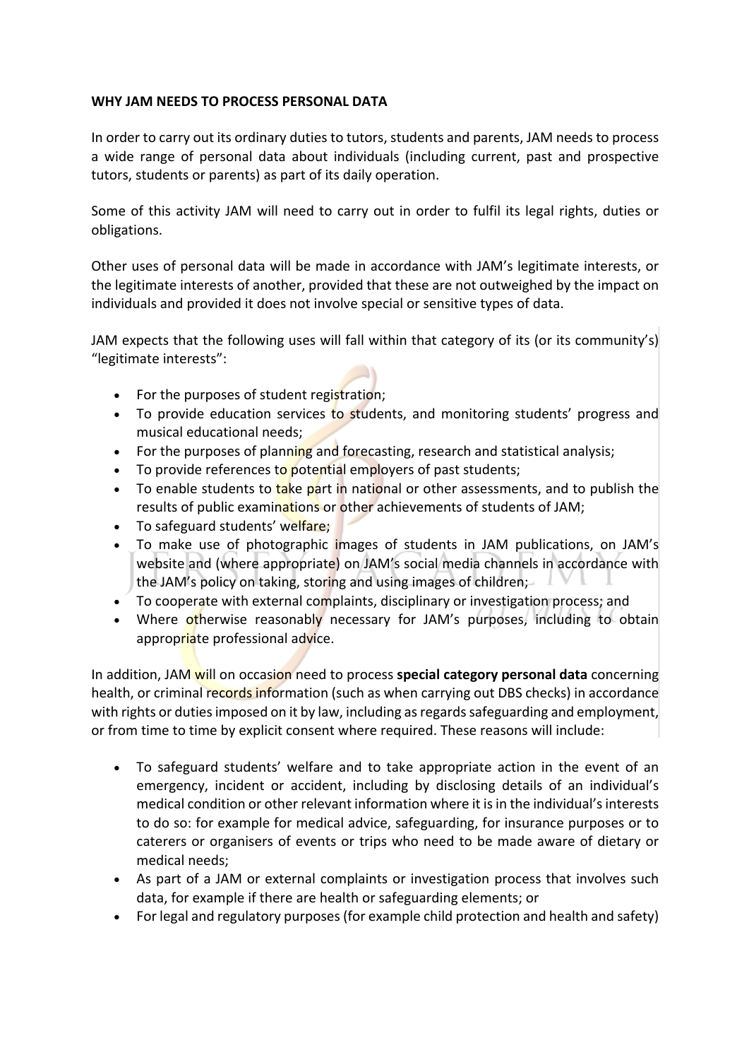**WHY JAM NEEDS TO PROCESS PERSONAL DATA**

In order to carry out its ordinary duties to tutors, students and parents, JAM needs to process a wide range of personal data about individuals (including current, past and prospective tutors, students or parents) as part of its daily operation.

Some of this activity JAM will need to carry out in order to fulfil its legal rights, duties or obligations.

Other uses of personal data will be made in accordance with JAM's legitimate interests, or the legitimate interests of another, provided that these are not outweighed by the impact on individuals and provided it does not involve special or sensitive types of data.

JAM expects that the following uses will fall within that category of its (or its community's) "legitimate interests":

- For the purposes of student registration;
- To provide education services to students, and monitoring students' progress and musical educational needs;
- For the purposes of planning and forecasting, research and statistical analysis;
- To provide references to potential employers of past students;
- To enable students to take part in national or other assessments, and to publish the results of public examinations or other achievements of students of JAM;
- To safeguard students' welfare;
- To make use of photographic images of students in JAM publications, on JAM's website and (where appropriate) on JAM's social media channels in accordance with the JAM's policy on taking, storing and using images of children;
- To cooperate with external complaints, disciplinary or investigation process; and
- Where otherwise reasonably necessary for JAM's purposes, including to obtain appropriate professional advice.

In addition, JAM will on occasion need to process **special category personal data** concerning health, or criminal records information (such as when carrying out DBS checks) in accordance with rights or duties imposed on it by law, including as regards safeguarding and employment, or from time to time by explicit consent where required. These reasons will include:

- To safeguard students' welfare and to take appropriate action in the event of an emergency, incident or accident, including by disclosing details of an individual's medical condition or other relevant information where it is in the individual's interests to do so: for example for medical advice, safeguarding, for insurance purposes or to caterers or organisers of events or trips who need to be made aware of dietary or medical needs;
- As part of a JAM or external complaints or investigation process that involves such data, for example if there are health or safeguarding elements; or
- For legal and regulatory purposes (for example child protection and health and safety)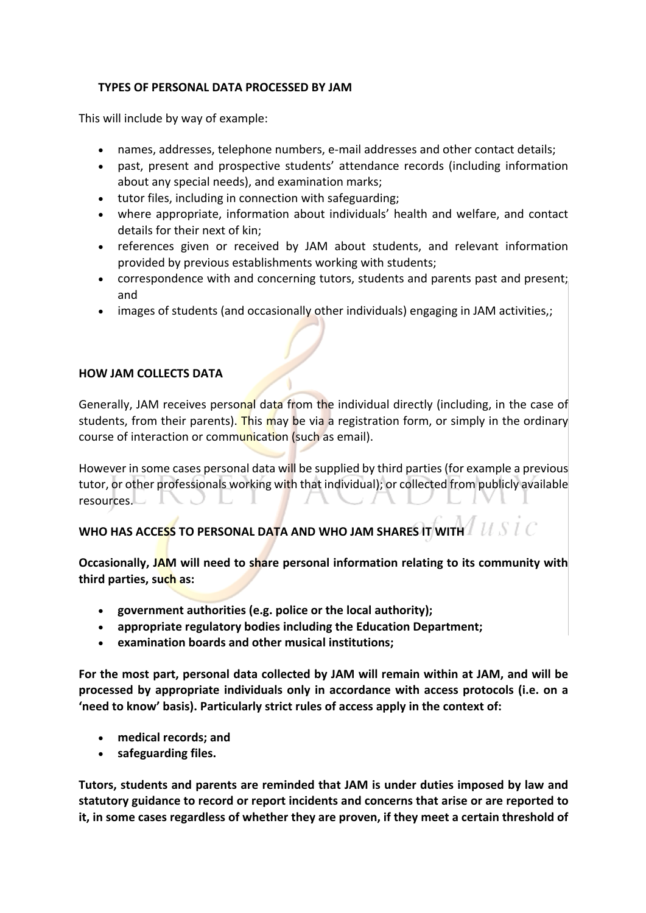## TYPES OF PERSONAL DATA PROCESSED BY JAM

This will include by way of example:

- names, addresses, telephone numbers, e-mail addresses and other contact details;
- past, present and prospective students' attendance records (including information about any special needs), and examination marks;
- tutor files, including in connection with safeguarding;
- where appropriate, information about individuals' health and welfare, and contact details for their next of kin;
- references given or received by JAM about students, and relevant information provided by previous establishments working with students;
- correspondence with and concerning tutors, students and parents past and present; and
- images of students (and occasionally other individuals) engaging in JAM activities,;

## HOW JAM COLLECTS DATA

Generally, JAM receives personal data from the individual directly (including, in the case of students, from their parents). This may be via a registration form, or simply in the ordinary course of interaction or communication (such as email).

However in some cases personal data will be supplied by third parties (for example a previous tutor, or other professionals working with that individual); or collected from publicly available resources.

## WHO HAS ACCESS TO PERSONAL DATA AND WHO JAM SHARES IT WITH

**Occasionally, JAM will need to share personal information relating to its community with third parties, such as:**

- **government authorities (e.g. police or the local authority);**
- **appropriate regulatory bodies including the Education Department;**
- **examination boards and other musical institutions;**

**For the most part, personal data collected by JAM will remain within at JAM, and will be processed by appropriate individuals only in accordance with access protocols (i.e. on a 'need to know' basis). Particularly strict rules of access apply in the context of:**

- **medical records; and**
- **safeguarding files.**

**Tutors, students and parents are reminded that JAM is under duties imposed by law and statutory guidance to record or report incidents and concerns that arise or are reported to it, in some cases regardless of whether they are proven, if they meet a certain threshold of**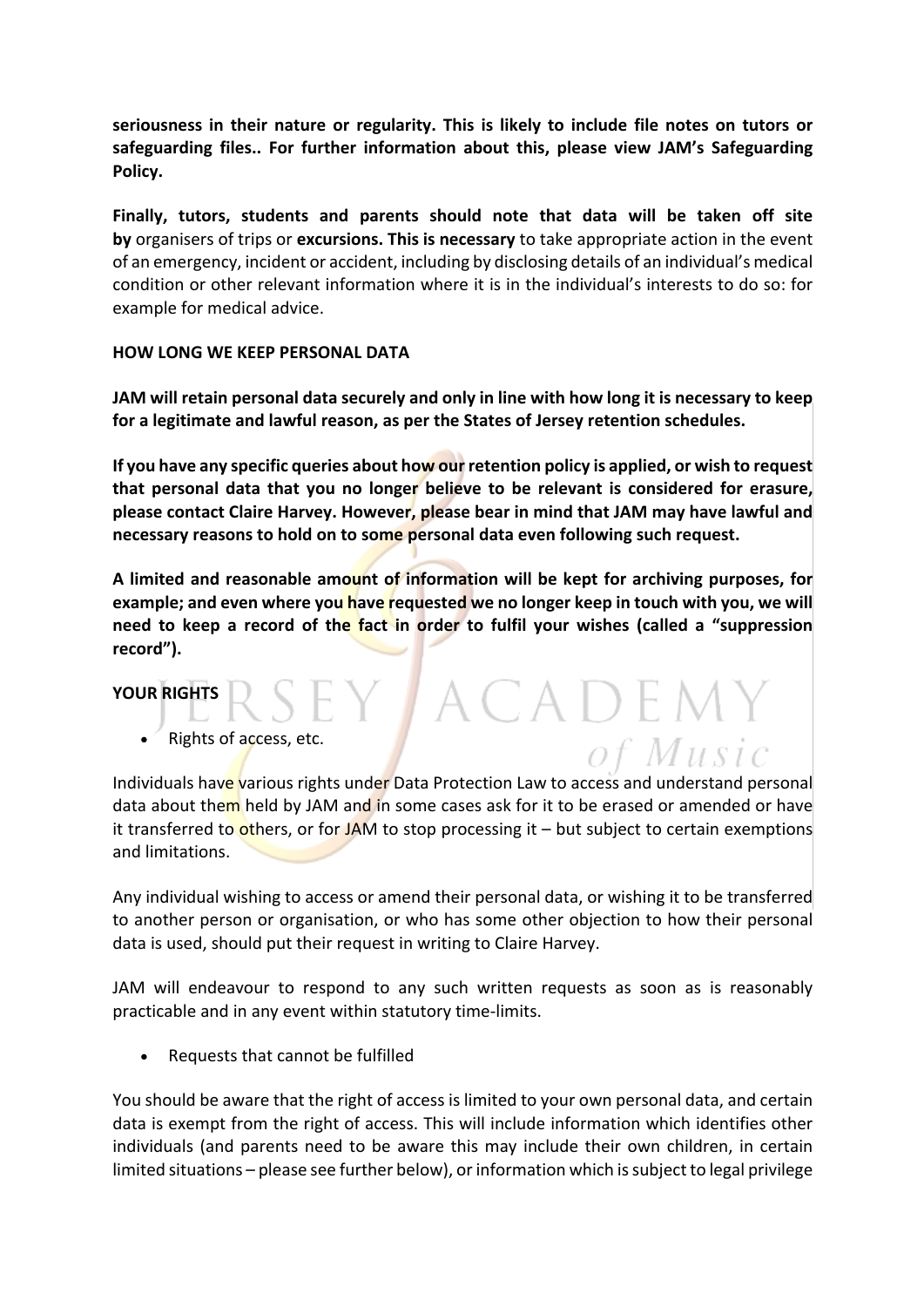**seriousness in their nature or regularity. This is likely to include file notes on tutors or safeguarding files.. For further information about this, please view JAM's Safeguarding Policy.**

**Finally, tutors, students and parents should note that data will be taken off site by** organisers of trips or **excursions. This is necessary** to take appropriate action in the event of an emergency, incident or accident, including by disclosing details of an individual's medical condition or other relevant information where it is in the individual's interests to do so: for example for medical advice.

**HOW LONG WE KEEP PERSONAL DATA**

**JAM will retain personal data securely and only in line with how long it is necessary to keep for a legitimate and lawful reason, as per the States of Jersey retention schedules.**

**If you have any specific queries about how our retention policy is applied, or wish to request that personal data that you no longer believe to be relevant is considered for erasure, please contact Claire Harvey. However, please bear in mind that JAM may have lawful and necessary reasons to hold on to some personal data even following such request.**

**A limited and reasonable amount of information will be kept for archiving purposes, for example; and even where you have requested we no longer keep in touch with you, we will need to keep a record of the fact in order to fulfil your wishes (called a "suppression record").**

**YOUR RIGHTS**

- Rights of access, etc.

Individuals have various rights under Data Protection Law to access and understand personal data about them held by JAM and in some cases ask for it to be erased or amended or have it transferred to others, or for JAM to stop processing it – but subject to certain exemptions and limitations.

Any individual wishing to access or amend their personal data, or wishing it to be transferred to another person or organisation, or who has some other objection to how their personal data is used, should put their request in writing to Claire Harvey.

JAM will endeavour to respond to any such written requests as soon as is reasonably practicable and in any event within statutory time-limits.

- Requests that cannot be fulfilled

You should be aware that the right of access is limited to your own personal data, and certain data is exempt from the right of access. This will include information which identifies other individuals (and parents need to be aware this may include their own children, in certain limited situations – please see further below), or information which is subject to legal privilege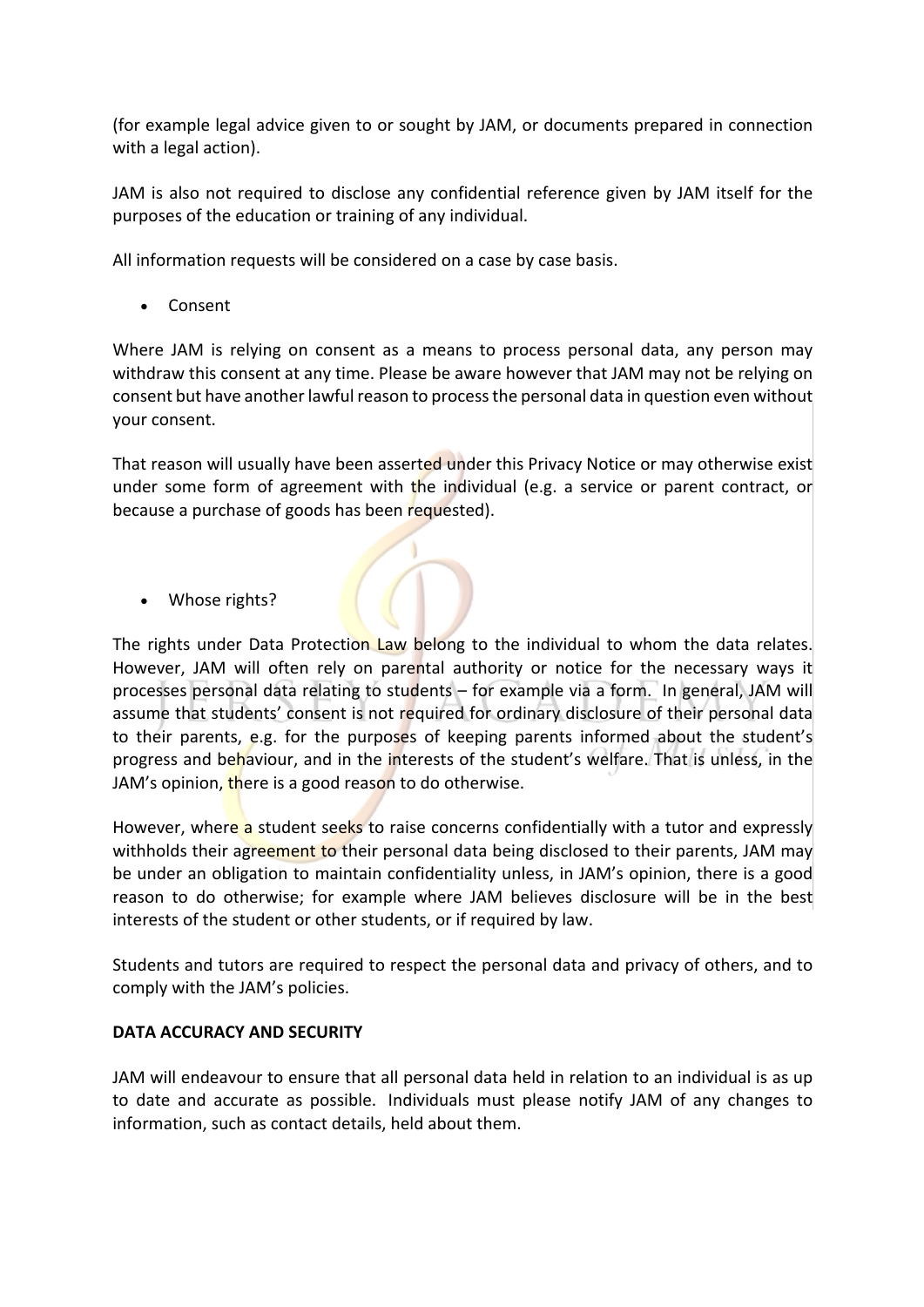(for example legal advice given to or sought by JAM, or documents prepared in connection with a legal action).

JAM is also not required to disclose any confidential reference given by JAM itself for the purposes of the education or training of any individual.

All information requests will be considered on a case by case basis.

- Consent

Where JAM is relying on consent as a means to process personal data, any person may withdraw this consent at any time. Please be aware however that JAM may not be relying on consent but have another lawful reason to process the personal data in question even without your consent.

That reason will usually have been asserted under this Privacy Notice or may otherwise exist under some form of agreement with the individual (e.g. a service or parent contract, or because a purchase of goods has been requested).

- Whose rights?

The rights under Data Protection Law belong to the individual to whom the data relates. However, JAM will often rely on parental authority or notice for the necessary ways it processes personal data relating to students – for example via a form. In general, JAM will assume that students' consent is not required for ordinary disclosure of their personal data to their parents, e.g. for the purposes of keeping parents informed about the student's progress and behaviour, and in the interests of the student's welfare. That is unless, in the JAM's opinion, there is a good reason to do otherwise.

However, where a student seeks to raise concerns confidentially with a tutor and expressly withholds their agreement to their personal data being disclosed to their parents, JAM may be under an obligation to maintain confidentiality unless, in JAM's opinion, there is a good reason to do otherwise; for example where JAM believes disclosure will be in the best interests of the student or other students, or if required by law.

Students and tutors are required to respect the personal data and privacy of others, and to comply with the JAM's policies.

**DATA ACCURACY AND SECURITY**

JAM will endeavour to ensure that all personal data held in relation to an individual is as up to date and accurate as possible. Individuals must please notify JAM of any changes to information, such as contact details, held about them.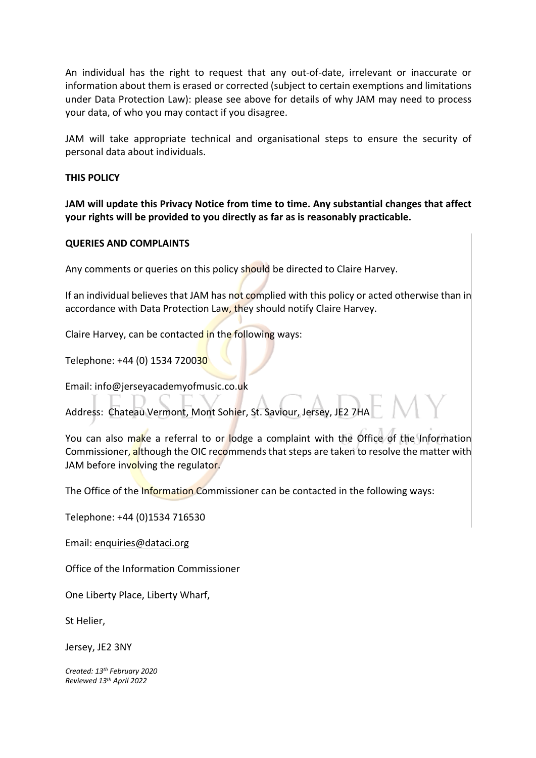An individual has the right to request that any out-of-date, irrelevant or inaccurate or information about them is erased or corrected (subject to certain exemptions and limitations under Data Protection Law): please see above for details of why JAM may need to process your data, of who you may contact if you disagree.

JAM will take appropriate technical and organisational steps to ensure the security of personal data about individuals.

**THIS POLICY**

**JAM will update this Privacy Notice from time to time. Any substantial changes that affect your rights will be provided to you directly as far as is reasonably practicable.**

**QUERIES AND COMPLAINTS**

Any comments or queries on this policy should be directed to Claire Harvey.

If an individual believes that JAM has not complied with this policy or acted otherwise than in accordance with Data Protection Law, they should notify Claire Harvey.

Claire Harvey, can be contacted in the following ways:

Telephone: +44 (0) 1534 720030

Email: info@jerseyacademyofmusic.co.uk

Address: Chateau Vermont, Mont Sohier, St. Saviour, Jersey, JE2 7HA

You can also make a referral to or lodge a complaint with the Office of the Information Commissioner, although the OIC recommends that steps are taken to resolve the matter with JAM before involving the regulator.

The Office of the Information Commissioner can be contacted in the following ways:

Telephone: +44 (0)1534 716530

Email: enquiries@dataci.org

Office of the Information Commissioner

One Liberty Place, Liberty Wharf,

St Helier,

Jersey, JE2 3NY

*Created: 13th February 2020*
*Reviewed 13th April 2022*